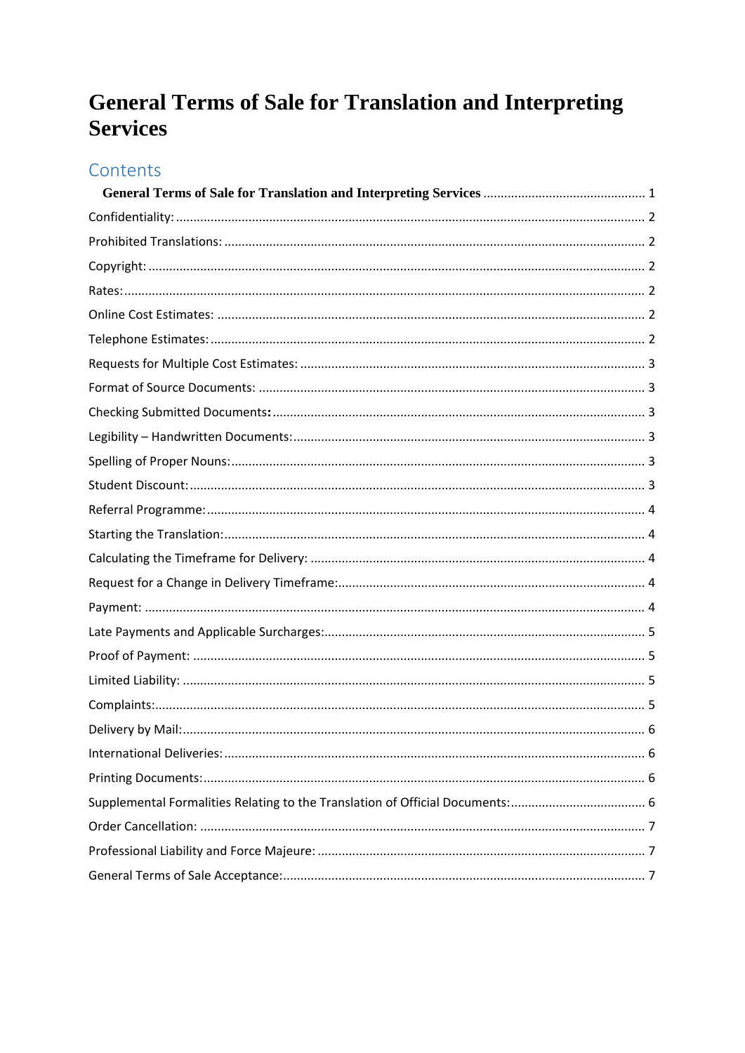# General Terms of Sale for Translation and Interpreting Services

## Contents

- General Terms of Sale for Translation and Interpreting Services .............................................. 1
- Confidentiality: .............................................................................................................. 2
- Prohibited Translations: ................................................................................................ 2
- Copyright: ...................................................................................................................... 2
- Rates: .............................................................................................................................. 2
- Online Cost Estimates: .................................................................................................. 2
- Telephone Estimates: .................................................................................................... 2
- Requests for Multiple Cost Estimates: .......................................................................... 3
- Format of Source Documents: ...................................................................................... 3
- Checking Submitted Documents: .................................................................................. 3
- Legibility – Handwritten Documents: ............................................................................ 3
- Spelling of Proper Nouns: .............................................................................................. 3
- Student Discount: .......................................................................................................... 3
- Referral Programme: ..................................................................................................... 4
- Starting the Translation: ................................................................................................ 4
- Calculating the Timeframe for Delivery: ....................................................................... 4
- Request for a Change in Delivery Timeframe: ............................................................... 4
- Payment: ........................................................................................................................ 4
- Late Payments and Applicable Surcharges: .................................................................. 5
- Proof of Payment: .......................................................................................................... 5
- Limited Liability: ............................................................................................................ 5
- Complaints: .................................................................................................................... 5
- Delivery by Mail: ............................................................................................................ 6
- International Deliveries: ................................................................................................ 6
- Printing Documents: ...................................................................................................... 6
- Supplemental Formalities Relating to the Translation of Official Documents: ............. 6
- Order Cancellation: ........................................................................................................ 7
- Professional Liability and Force Majeure: ..................................................................... 7
- General Terms of Sale Acceptance: ............................................................................... 7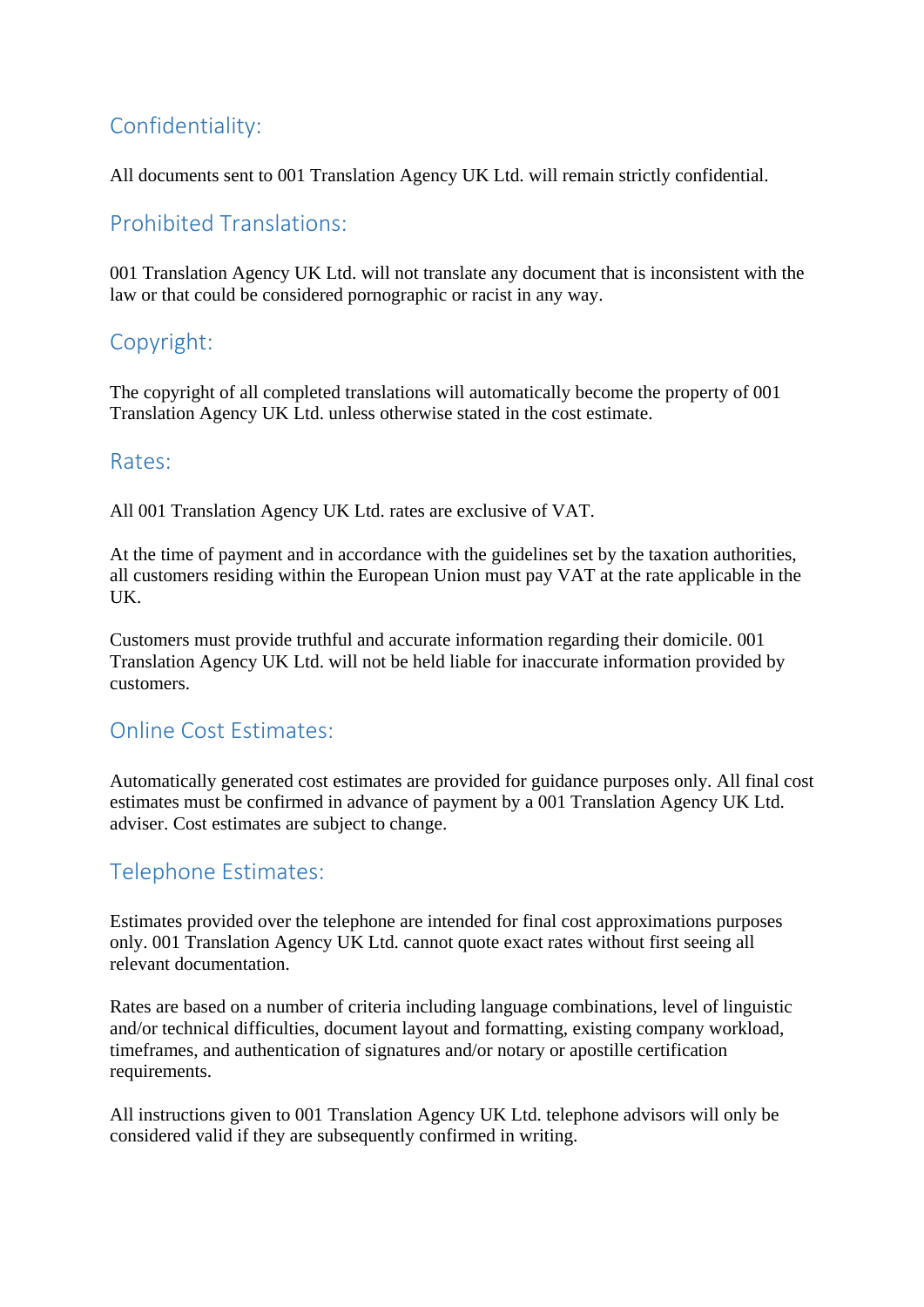## Confidentiality:

All documents sent to 001 Translation Agency UK Ltd. will remain strictly confidential.

## Prohibited Translations:

001 Translation Agency UK Ltd. will not translate any document that is inconsistent with the law or that could be considered pornographic or racist in any way.

## Copyright:

The copyright of all completed translations will automatically become the property of 001 Translation Agency UK Ltd. unless otherwise stated in the cost estimate.

## Rates:

All 001 Translation Agency UK Ltd. rates are exclusive of VAT.

At the time of payment and in accordance with the guidelines set by the taxation authorities, all customers residing within the European Union must pay VAT at the rate applicable in the UK.

Customers must provide truthful and accurate information regarding their domicile. 001 Translation Agency UK Ltd. will not be held liable for inaccurate information provided by customers.

## Online Cost Estimates:

Automatically generated cost estimates are provided for guidance purposes only. All final cost estimates must be confirmed in advance of payment by a 001 Translation Agency UK Ltd. adviser. Cost estimates are subject to change.

## Telephone Estimates:

Estimates provided over the telephone are intended for final cost approximations purposes only. 001 Translation Agency UK Ltd. cannot quote exact rates without first seeing all relevant documentation.

Rates are based on a number of criteria including language combinations, level of linguistic and/or technical difficulties, document layout and formatting, existing company workload, timeframes, and authentication of signatures and/or notary or apostille certification requirements.

All instructions given to 001 Translation Agency UK Ltd. telephone advisors will only be considered valid if they are subsequently confirmed in writing.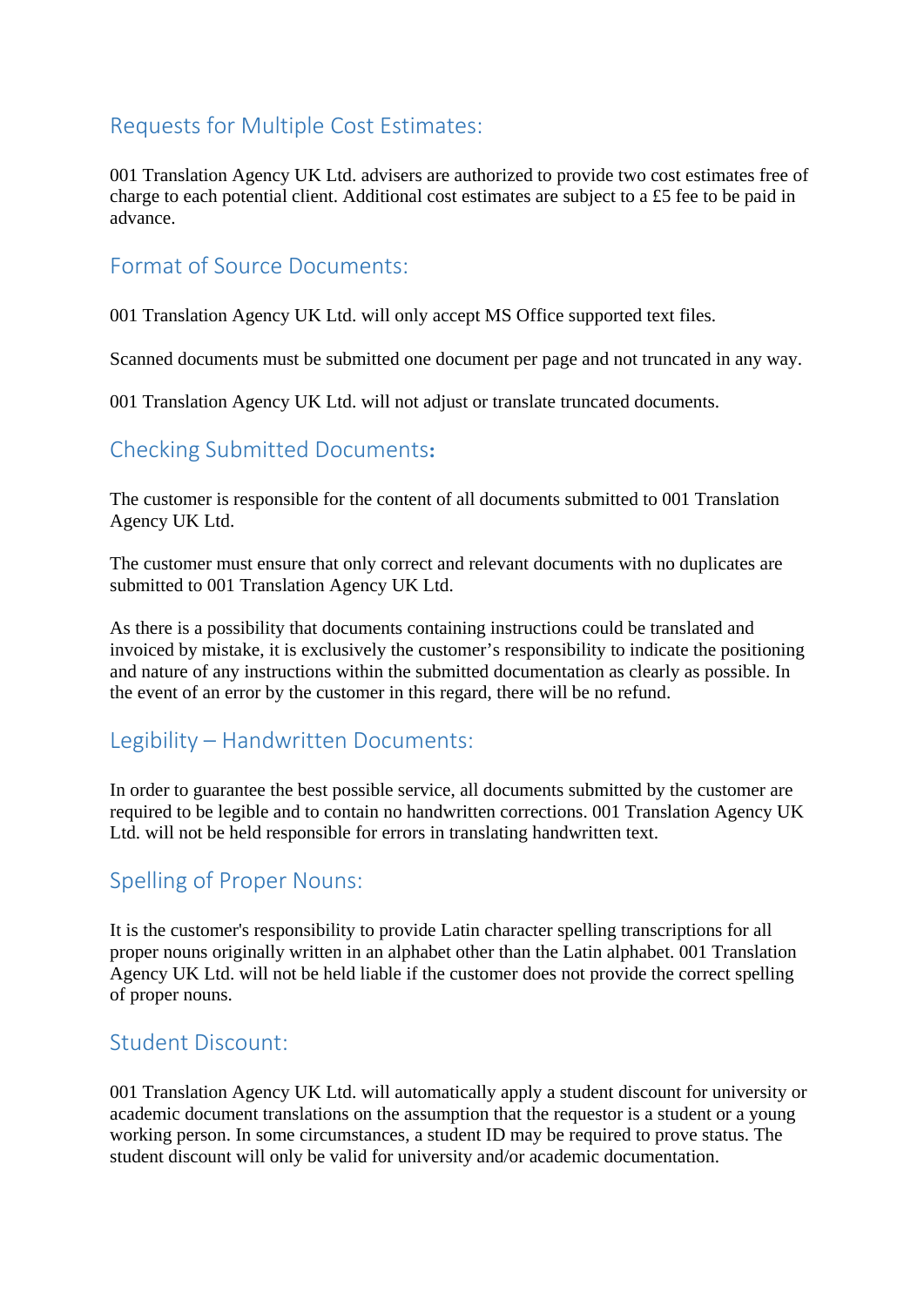## Requests for Multiple Cost Estimates:

001 Translation Agency UK Ltd. advisers are authorized to provide two cost estimates free of charge to each potential client. Additional cost estimates are subject to a £5 fee to be paid in advance.

## Format of Source Documents:

001 Translation Agency UK Ltd. will only accept MS Office supported text files.

Scanned documents must be submitted one document per page and not truncated in any way.

001 Translation Agency UK Ltd. will not adjust or translate truncated documents.

## Checking Submitted Documents:

The customer is responsible for the content of all documents submitted to 001 Translation Agency UK Ltd.

The customer must ensure that only correct and relevant documents with no duplicates are submitted to 001 Translation Agency UK Ltd.

As there is a possibility that documents containing instructions could be translated and invoiced by mistake, it is exclusively the customer's responsibility to indicate the positioning and nature of any instructions within the submitted documentation as clearly as possible. In the event of an error by the customer in this regard, there will be no refund.

## Legibility – Handwritten Documents:

In order to guarantee the best possible service, all documents submitted by the customer are required to be legible and to contain no handwritten corrections. 001 Translation Agency UK Ltd. will not be held responsible for errors in translating handwritten text.

## Spelling of Proper Nouns:

It is the customer's responsibility to provide Latin character spelling transcriptions for all proper nouns originally written in an alphabet other than the Latin alphabet. 001 Translation Agency UK Ltd. will not be held liable if the customer does not provide the correct spelling of proper nouns.

## Student Discount:

001 Translation Agency UK Ltd. will automatically apply a student discount for university or academic document translations on the assumption that the requestor is a student or a young working person. In some circumstances, a student ID may be required to prove status. The student discount will only be valid for university and/or academic documentation.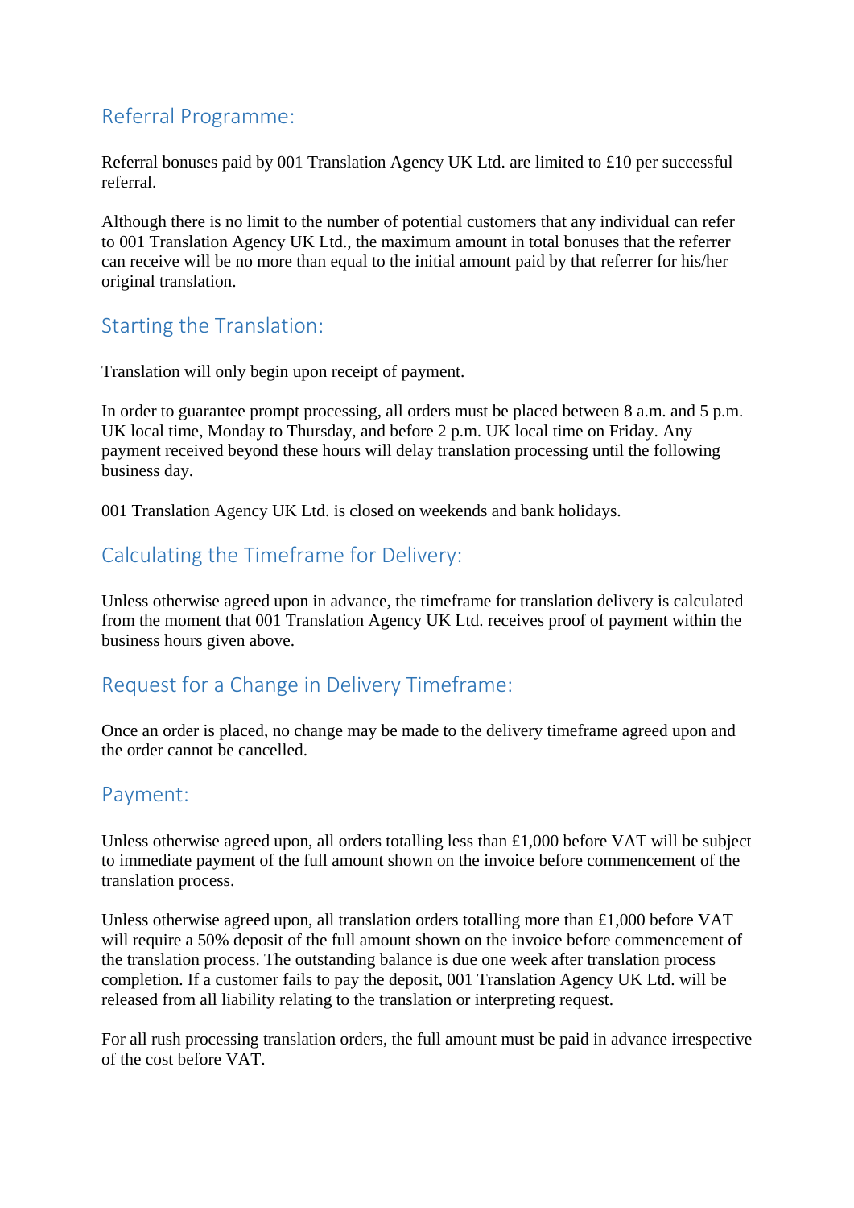## Referral Programme:

Referral bonuses paid by 001 Translation Agency UK Ltd. are limited to £10 per successful referral.

Although there is no limit to the number of potential customers that any individual can refer to 001 Translation Agency UK Ltd., the maximum amount in total bonuses that the referrer can receive will be no more than equal to the initial amount paid by that referrer for his/her original translation.

## Starting the Translation:

Translation will only begin upon receipt of payment.

In order to guarantee prompt processing, all orders must be placed between 8 a.m. and 5 p.m. UK local time, Monday to Thursday, and before 2 p.m. UK local time on Friday. Any payment received beyond these hours will delay translation processing until the following business day.

001 Translation Agency UK Ltd. is closed on weekends and bank holidays.

## Calculating the Timeframe for Delivery:

Unless otherwise agreed upon in advance, the timeframe for translation delivery is calculated from the moment that 001 Translation Agency UK Ltd. receives proof of payment within the business hours given above.

## Request for a Change in Delivery Timeframe:

Once an order is placed, no change may be made to the delivery timeframe agreed upon and the order cannot be cancelled.

## Payment:

Unless otherwise agreed upon, all orders totalling less than £1,000 before VAT will be subject to immediate payment of the full amount shown on the invoice before commencement of the translation process.

Unless otherwise agreed upon, all translation orders totalling more than £1,000 before VAT will require a 50% deposit of the full amount shown on the invoice before commencement of the translation process. The outstanding balance is due one week after translation process completion. If a customer fails to pay the deposit, 001 Translation Agency UK Ltd. will be released from all liability relating to the translation or interpreting request.

For all rush processing translation orders, the full amount must be paid in advance irrespective of the cost before VAT.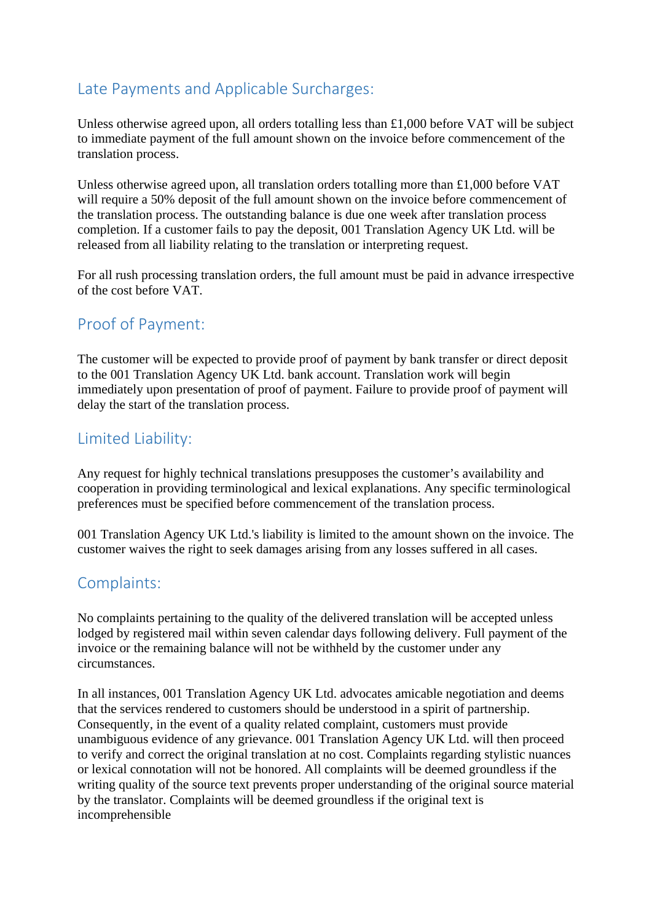## Late Payments and Applicable Surcharges:

Unless otherwise agreed upon, all orders totalling less than £1,000 before VAT will be subject to immediate payment of the full amount shown on the invoice before commencement of the translation process.

Unless otherwise agreed upon, all translation orders totalling more than £1,000 before VAT will require a 50% deposit of the full amount shown on the invoice before commencement of the translation process. The outstanding balance is due one week after translation process completion. If a customer fails to pay the deposit, 001 Translation Agency UK Ltd. will be released from all liability relating to the translation or interpreting request.

For all rush processing translation orders, the full amount must be paid in advance irrespective of the cost before VAT.

## Proof of Payment:

The customer will be expected to provide proof of payment by bank transfer or direct deposit to the 001 Translation Agency UK Ltd. bank account. Translation work will begin immediately upon presentation of proof of payment. Failure to provide proof of payment will delay the start of the translation process.

## Limited Liability:

Any request for highly technical translations presupposes the customer's availability and cooperation in providing terminological and lexical explanations. Any specific terminological preferences must be specified before commencement of the translation process.

001 Translation Agency UK Ltd.'s liability is limited to the amount shown on the invoice. The customer waives the right to seek damages arising from any losses suffered in all cases.

## Complaints:

No complaints pertaining to the quality of the delivered translation will be accepted unless lodged by registered mail within seven calendar days following delivery. Full payment of the invoice or the remaining balance will not be withheld by the customer under any circumstances.

In all instances, 001 Translation Agency UK Ltd. advocates amicable negotiation and deems that the services rendered to customers should be understood in a spirit of partnership. Consequently, in the event of a quality related complaint, customers must provide unambiguous evidence of any grievance. 001 Translation Agency UK Ltd. will then proceed to verify and correct the original translation at no cost. Complaints regarding stylistic nuances or lexical connotation will not be honored. All complaints will be deemed groundless if the writing quality of the source text prevents proper understanding of the original source material by the translator. Complaints will be deemed groundless if the original text is incomprehensible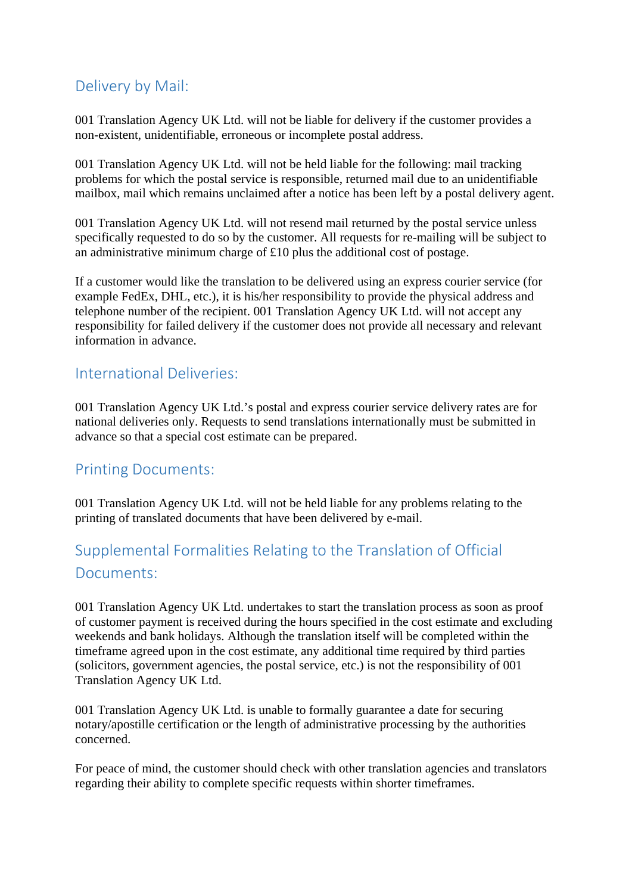## Delivery by Mail:

001 Translation Agency UK Ltd. will not be liable for delivery if the customer provides a non-existent, unidentifiable, erroneous or incomplete postal address.

001 Translation Agency UK Ltd. will not be held liable for the following: mail tracking problems for which the postal service is responsible, returned mail due to an unidentifiable mailbox, mail which remains unclaimed after a notice has been left by a postal delivery agent.

001 Translation Agency UK Ltd. will not resend mail returned by the postal service unless specifically requested to do so by the customer. All requests for re-mailing will be subject to an administrative minimum charge of £10 plus the additional cost of postage.

If a customer would like the translation to be delivered using an express courier service (for example FedEx, DHL, etc.), it is his/her responsibility to provide the physical address and telephone number of the recipient. 001 Translation Agency UK Ltd. will not accept any responsibility for failed delivery if the customer does not provide all necessary and relevant information in advance.

## International Deliveries:

001 Translation Agency UK Ltd.'s postal and express courier service delivery rates are for national deliveries only. Requests to send translations internationally must be submitted in advance so that a special cost estimate can be prepared.

## Printing Documents:

001 Translation Agency UK Ltd. will not be held liable for any problems relating to the printing of translated documents that have been delivered by e-mail.

## Supplemental Formalities Relating to the Translation of Official Documents:

001 Translation Agency UK Ltd. undertakes to start the translation process as soon as proof of customer payment is received during the hours specified in the cost estimate and excluding weekends and bank holidays. Although the translation itself will be completed within the timeframe agreed upon in the cost estimate, any additional time required by third parties (solicitors, government agencies, the postal service, etc.) is not the responsibility of 001 Translation Agency UK Ltd.

001 Translation Agency UK Ltd. is unable to formally guarantee a date for securing notary/apostille certification or the length of administrative processing by the authorities concerned.

For peace of mind, the customer should check with other translation agencies and translators regarding their ability to complete specific requests within shorter timeframes.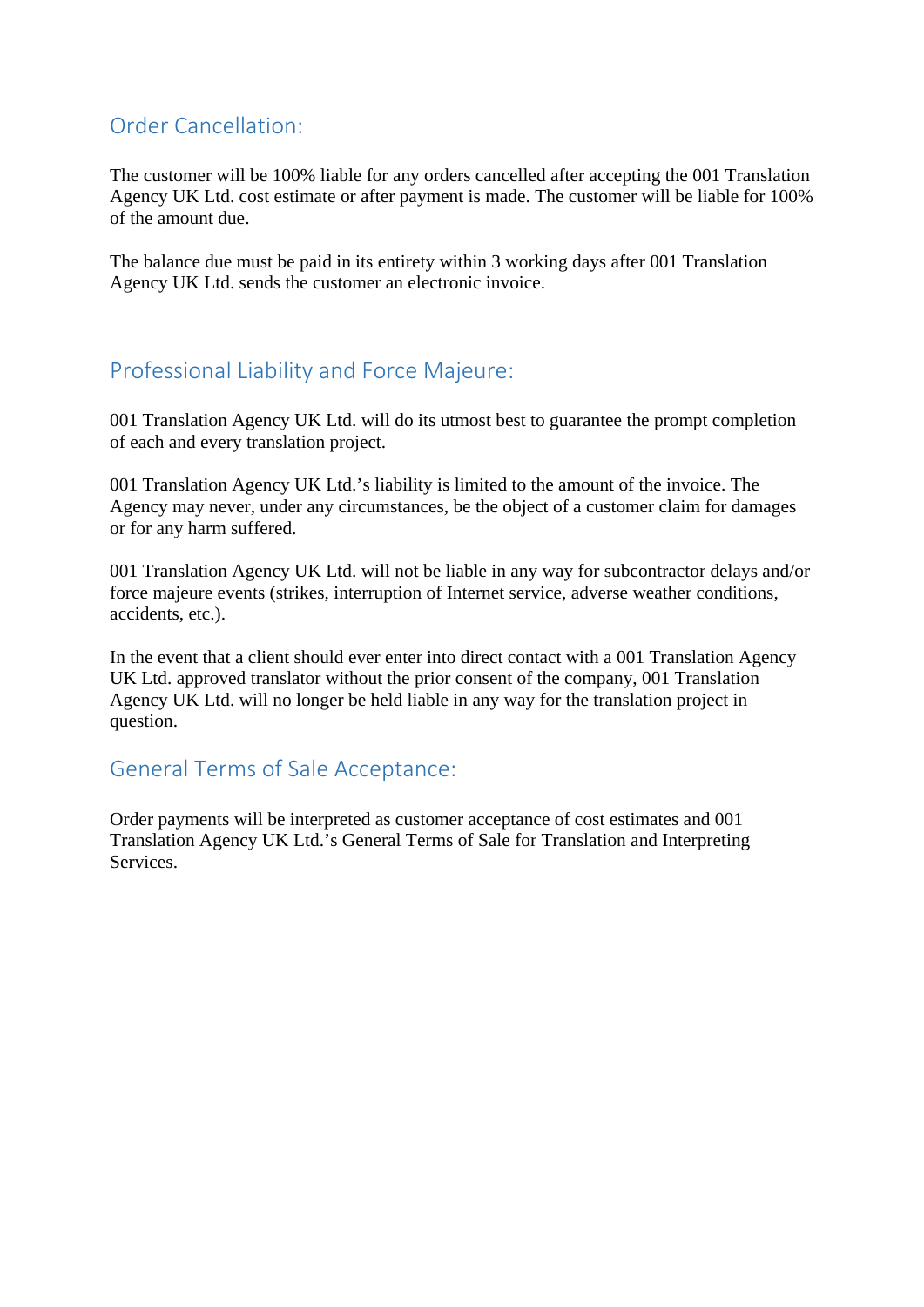## Order Cancellation:

The customer will be 100% liable for any orders cancelled after accepting the 001 Translation Agency UK Ltd. cost estimate or after payment is made. The customer will be liable for 100% of the amount due.

The balance due must be paid in its entirety within 3 working days after 001 Translation Agency UK Ltd. sends the customer an electronic invoice.

## Professional Liability and Force Majeure:

001 Translation Agency UK Ltd. will do its utmost best to guarantee the prompt completion of each and every translation project.

001 Translation Agency UK Ltd.'s liability is limited to the amount of the invoice. The Agency may never, under any circumstances, be the object of a customer claim for damages or for any harm suffered.

001 Translation Agency UK Ltd. will not be liable in any way for subcontractor delays and/or force majeure events (strikes, interruption of Internet service, adverse weather conditions, accidents, etc.).

In the event that a client should ever enter into direct contact with a 001 Translation Agency UK Ltd. approved translator without the prior consent of the company, 001 Translation Agency UK Ltd. will no longer be held liable in any way for the translation project in question.

## General Terms of Sale Acceptance:

Order payments will be interpreted as customer acceptance of cost estimates and 001 Translation Agency UK Ltd.'s General Terms of Sale for Translation and Interpreting Services.